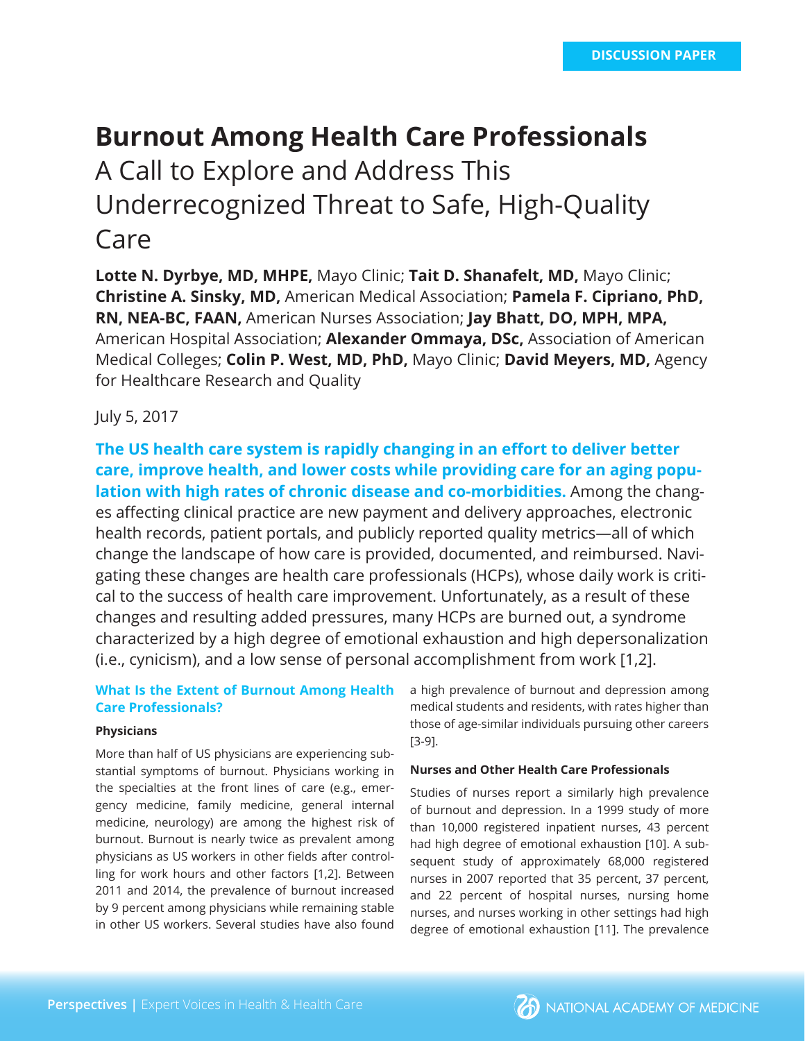DISCUSSION PAPER

# Burnout Among Health Care Professionals

## A Call to Explore and Address This Underrecognized Threat to Safe, High-Quality Care

**Lotte N. Dyrbye, MD, MHPE,** Mayo Clinic; **Tait D. Shanafelt, MD,** Mayo Clinic; **Christine A. Sinsky, MD,** American Medical Association; **Pamela F. Cipriano, PhD, RN, NEA-BC, FAAN,** American Nurses Association; **Jay Bhatt, DO, MPH, MPA,** American Hospital Association; **Alexander Ommaya, DSc,** Association of American Medical Colleges; **Colin P. West, MD, PhD,** Mayo Clinic; **David Meyers, MD,** Agency for Healthcare Research and Quality

July 5, 2017

**The US health care system is rapidly changing in an effort to deliver better care, improve health, and lower costs while providing care for an aging population with high rates of chronic disease and co-morbidities.** Among the changes affecting clinical practice are new payment and delivery approaches, electronic health records, patient portals, and publicly reported quality metrics—all of which change the landscape of how care is provided, documented, and reimbursed. Navigating these changes are health care professionals (HCPs), whose daily work is critical to the success of health care improvement. Unfortunately, as a result of these changes and resulting added pressures, many HCPs are burned out, a syndrome characterized by a high degree of emotional exhaustion and high depersonalization (i.e., cynicism), and a low sense of personal accomplishment from work [1,2].

### What Is the Extent of Burnout Among Health Care Professionals?

#### Physicians

More than half of US physicians are experiencing substantial symptoms of burnout. Physicians working in the specialties at the front lines of care (e.g., emergency medicine, family medicine, general internal medicine, neurology) are among the highest risk of burnout. Burnout is nearly twice as prevalent among physicians as US workers in other fields after controlling for work hours and other factors [1,2]. Between 2011 and 2014, the prevalence of burnout increased by 9 percent among physicians while remaining stable in other US workers. Several studies have also found a high prevalence of burnout and depression among medical students and residents, with rates higher than those of age-similar individuals pursuing other careers [3-9].

#### Nurses and Other Health Care Professionals

Studies of nurses report a similarly high prevalence of burnout and depression. In a 1999 study of more than 10,000 registered inpatient nurses, 43 percent had high degree of emotional exhaustion [10]. A subsequent study of approximately 68,000 registered nurses in 2007 reported that 35 percent, 37 percent, and 22 percent of hospital nurses, nursing home nurses, and nurses working in other settings had high degree of emotional exhaustion [11]. The prevalence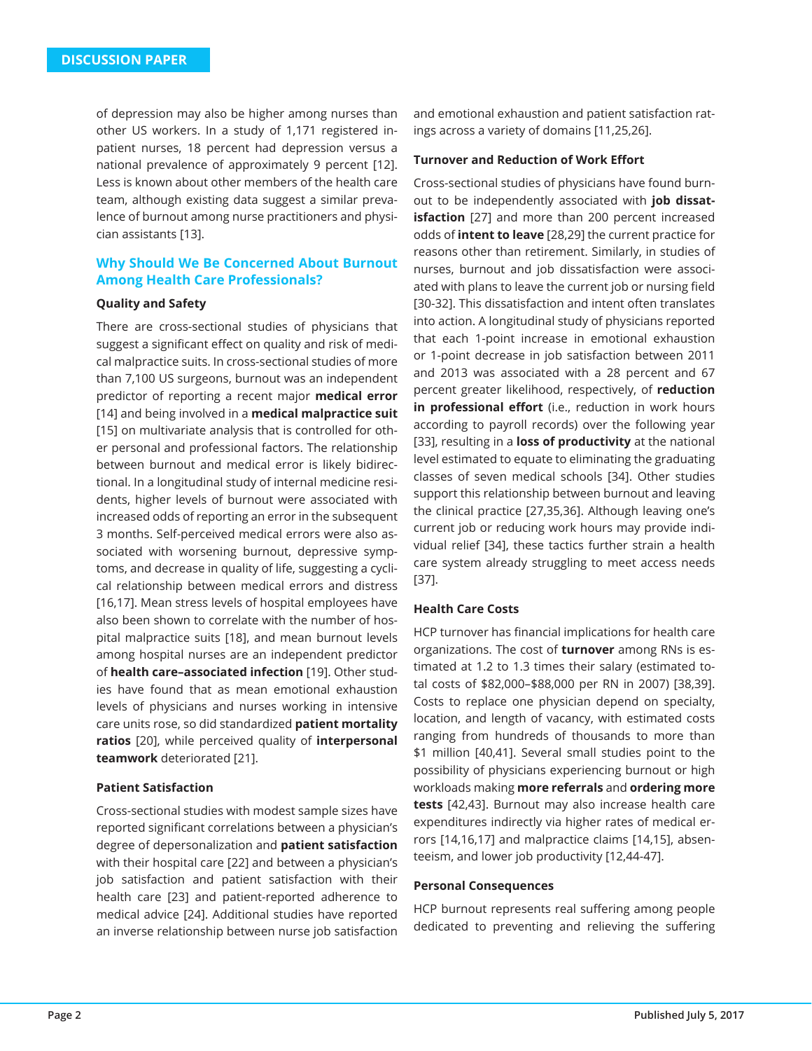of depression may also be higher among nurses than other US workers. In a study of 1,171 registered inpatient nurses, 18 percent had depression versus a national prevalence of approximately 9 percent [12]. Less is known about other members of the health care team, although existing data suggest a similar prevalence of burnout among nurse practitioners and physician assistants [13].

## Why Should We Be Concerned About Burnout Among Health Care Professionals?

### Quality and Safety

There are cross-sectional studies of physicians that suggest a significant effect on quality and risk of medical malpractice suits. In cross-sectional studies of more than 7,100 US surgeons, burnout was an independent predictor of reporting a recent major **medical error** [14] and being involved in a **medical malpractice suit** [15] on multivariate analysis that is controlled for other personal and professional factors. The relationship between burnout and medical error is likely bidirectional. In a longitudinal study of internal medicine residents, higher levels of burnout were associated with increased odds of reporting an error in the subsequent 3 months. Self-perceived medical errors were also associated with worsening burnout, depressive symptoms, and decrease in quality of life, suggesting a cyclical relationship between medical errors and distress [16,17]. Mean stress levels of hospital employees have also been shown to correlate with the number of hospital malpractice suits [18], and mean burnout levels among hospital nurses are an independent predictor of **health care–associated infection** [19]. Other studies have found that as mean emotional exhaustion levels of physicians and nurses working in intensive care units rose, so did standardized **patient mortality ratios** [20], while perceived quality of **interpersonal teamwork** deteriorated [21].

### Patient Satisfaction

Cross-sectional studies with modest sample sizes have reported significant correlations between a physician's degree of depersonalization and **patient satisfaction** with their hospital care [22] and between a physician's job satisfaction and patient satisfaction with their health care [23] and patient-reported adherence to medical advice [24]. Additional studies have reported an inverse relationship between nurse job satisfaction and emotional exhaustion and patient satisfaction ratings across a variety of domains [11,25,26].

### Turnover and Reduction of Work Effort

Cross-sectional studies of physicians have found burnout to be independently associated with **job dissatisfaction** [27] and more than 200 percent increased odds of **intent to leave** [28,29] the current practice for reasons other than retirement. Similarly, in studies of nurses, burnout and job dissatisfaction were associated with plans to leave the current job or nursing field [30-32]. This dissatisfaction and intent often translates into action. A longitudinal study of physicians reported that each 1-point increase in emotional exhaustion or 1-point decrease in job satisfaction between 2011 and 2013 was associated with a 28 percent and 67 percent greater likelihood, respectively, of **reduction in professional effort** (i.e., reduction in work hours according to payroll records) over the following year [33], resulting in a **loss of productivity** at the national level estimated to equate to eliminating the graduating classes of seven medical schools [34]. Other studies support this relationship between burnout and leaving the clinical practice [27,35,36]. Although leaving one's current job or reducing work hours may provide individual relief [34], these tactics further strain a health care system already struggling to meet access needs [37].

### Health Care Costs

HCP turnover has financial implications for health care organizations. The cost of **turnover** among RNs is estimated at 1.2 to 1.3 times their salary (estimated total costs of $82,000–$88,000 per RN in 2007) [38,39]. Costs to replace one physician depend on specialty, location, and length of vacancy, with estimated costs ranging from hundreds of thousands to more than $1 million [40,41]. Several small studies point to the possibility of physicians experiencing burnout or high workloads making **more referrals** and **ordering more tests** [42,43]. Burnout may also increase health care expenditures indirectly via higher rates of medical errors [14,16,17] and malpractice claims [14,15], absenteeism, and lower job productivity [12,44-47].

### Personal Consequences

HCP burnout represents real suffering among people dedicated to preventing and relieving the suffering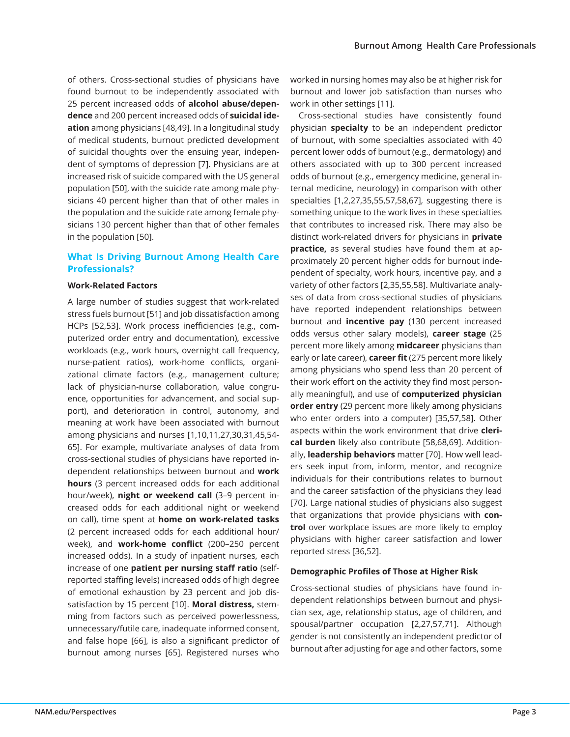of others. Cross-sectional studies of physicians have found burnout to be independently associated with 25 percent increased odds of **alcohol abuse/dependence** and 200 percent increased odds of **suicidal ideation** among physicians [48,49]. In a longitudinal study of medical students, burnout predicted development of suicidal thoughts over the ensuing year, independent of symptoms of depression [7]. Physicians are at increased risk of suicide compared with the US general population [50], with the suicide rate among male physicians 40 percent higher than that of other males in the population and the suicide rate among female physicians 130 percent higher than that of other females in the population [50].

## What Is Driving Burnout Among Health Care Professionals?

### Work-Related Factors

A large number of studies suggest that work-related stress fuels burnout [51] and job dissatisfaction among HCPs [52,53]. Work process inefficiencies (e.g., computerized order entry and documentation), excessive workloads (e.g., work hours, overnight call frequency, nurse-patient ratios), work-home conflicts, organizational climate factors (e.g., management culture; lack of physician-nurse collaboration, value congruence, opportunities for advancement, and social support), and deterioration in control, autonomy, and meaning at work have been associated with burnout among physicians and nurses [1,10,11,27,30,31,45,54-65]. For example, multivariate analyses of data from cross-sectional studies of physicians have reported independent relationships between burnout and **work hours** (3 percent increased odds for each additional hour/week), **night or weekend call** (3–9 percent increased odds for each additional night or weekend on call), time spent at **home on work-related tasks** (2 percent increased odds for each additional hour/week), and **work-home conflict** (200–250 percent increased odds). In a study of inpatient nurses, each increase of one **patient per nursing staff ratio** (self-reported staffing levels) increased odds of high degree of emotional exhaustion by 23 percent and job dissatisfaction by 15 percent [10]. **Moral distress,** stemming from factors such as perceived powerlessness, unnecessary/futile care, inadequate informed consent, and false hope [66], is also a significant predictor of burnout among nurses [65]. Registered nurses who worked in nursing homes may also be at higher risk for burnout and lower job satisfaction than nurses who work in other settings [11].

Cross-sectional studies have consistently found physician **specialty** to be an independent predictor of burnout, with some specialties associated with 40 percent lower odds of burnout (e.g., dermatology) and others associated with up to 300 percent increased odds of burnout (e.g., emergency medicine, general internal medicine, neurology) in comparison with other specialties [1,2,27,35,55,57,58,67], suggesting there is something unique to the work lives in these specialties that contributes to increased risk. There may also be distinct work-related drivers for physicians in **private practice,** as several studies have found them at approximately 20 percent higher odds for burnout independent of specialty, work hours, incentive pay, and a variety of other factors [2,35,55,58]. Multivariate analyses of data from cross-sectional studies of physicians have reported independent relationships between burnout and **incentive pay** (130 percent increased odds versus other salary models), **career stage** (25 percent more likely among **midcareer** physicians than early or late career), **career fit** (275 percent more likely among physicians who spend less than 20 percent of their work effort on the activity they find most personally meaningful), and use of **computerized physician order entry** (29 percent more likely among physicians who enter orders into a computer) [35,57,58]. Other aspects within the work environment that drive **clerical burden** likely also contribute [58,68,69]. Additionally, **leadership behaviors** matter [70]. How well leaders seek input from, inform, mentor, and recognize individuals for their contributions relates to burnout and the career satisfaction of the physicians they lead [70]. Large national studies of physicians also suggest that organizations that provide physicians with **control** over workplace issues are more likely to employ physicians with higher career satisfaction and lower reported stress [36,52].

### Demographic Profiles of Those at Higher Risk

Cross-sectional studies of physicians have found independent relationships between burnout and physician sex, age, relationship status, age of children, and spousal/partner occupation [2,27,57,71]. Although gender is not consistently an independent predictor of burnout after adjusting for age and other factors, some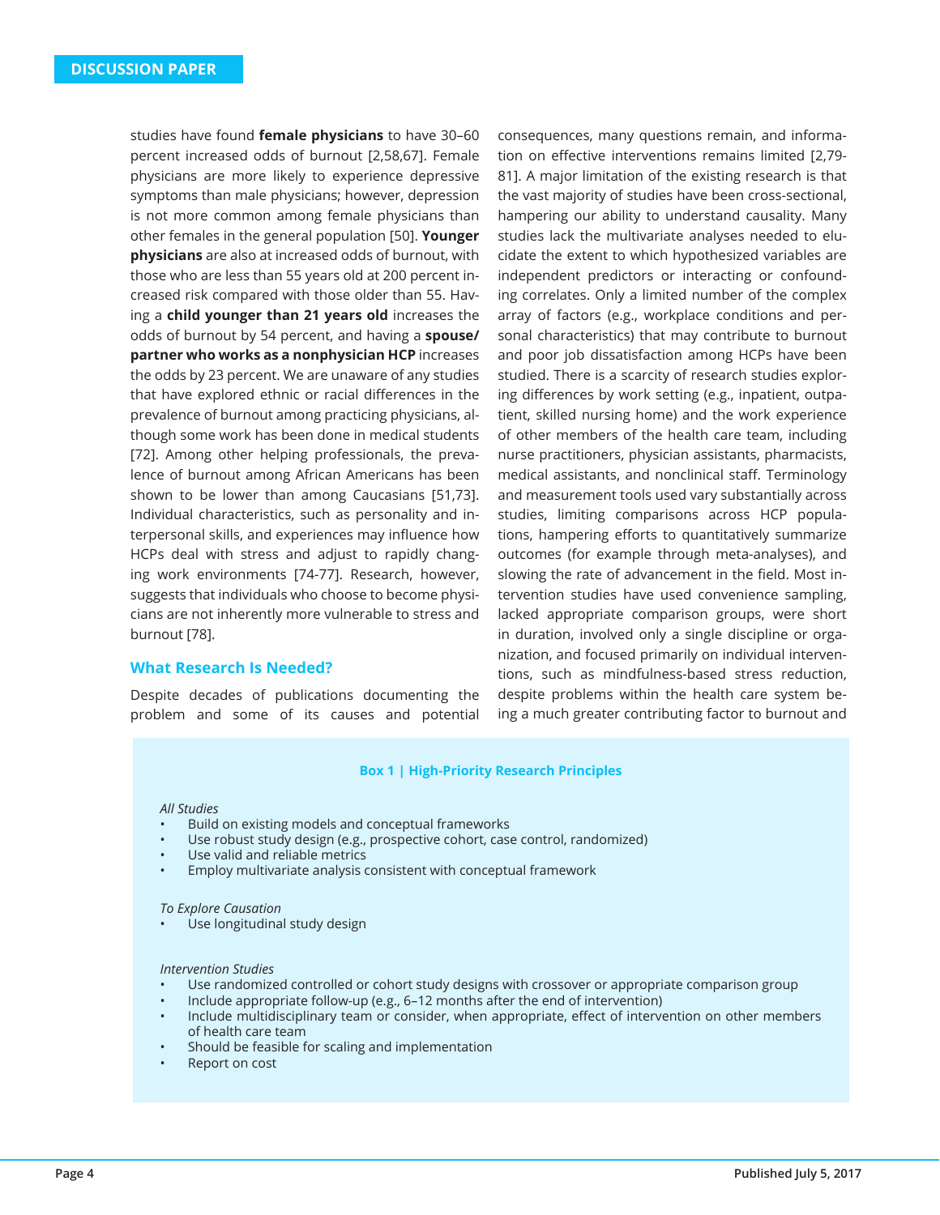studies have found **female physicians** to have 30–60 percent increased odds of burnout [2,58,67]. Female physicians are more likely to experience depressive symptoms than male physicians; however, depression is not more common among female physicians than other females in the general population [50]. **Younger physicians** are also at increased odds of burnout, with those who are less than 55 years old at 200 percent increased risk compared with those older than 55. Having a **child younger than 21 years old** increases the odds of burnout by 54 percent, and having a **spouse/partner who works as a nonphysician HCP** increases the odds by 23 percent. We are unaware of any studies that have explored ethnic or racial differences in the prevalence of burnout among practicing physicians, although some work has been done in medical students [72]. Among other helping professionals, the prevalence of burnout among African Americans has been shown to be lower than among Caucasians [51,73]. Individual characteristics, such as personality and interpersonal skills, and experiences may influence how HCPs deal with stress and adjust to rapidly changing work environments [74-77]. Research, however, suggests that individuals who choose to become physicians are not inherently more vulnerable to stress and burnout [78].

## What Research Is Needed?

Despite decades of publications documenting the problem and some of its causes and potential consequences, many questions remain, and information on effective interventions remains limited [2,79-81]. A major limitation of the existing research is that the vast majority of studies have been cross-sectional, hampering our ability to understand causality. Many studies lack the multivariate analyses needed to elucidate the extent to which hypothesized variables are independent predictors or interacting or confounding correlates. Only a limited number of the complex array of factors (e.g., workplace conditions and personal characteristics) that may contribute to burnout and poor job dissatisfaction among HCPs have been studied. There is a scarcity of research studies exploring differences by work setting (e.g., inpatient, outpatient, skilled nursing home) and the work experience of other members of the health care team, including nurse practitioners, physician assistants, pharmacists, medical assistants, and nonclinical staff. Terminology and measurement tools used vary substantially across studies, limiting comparisons across HCP populations, hampering efforts to quantitatively summarize outcomes (for example through meta-analyses), and slowing the rate of advancement in the field. Most intervention studies have used convenience sampling, lacked appropriate comparison groups, were short in duration, involved only a single discipline or organization, and focused primarily on individual interventions, such as mindfulness-based stress reduction, despite problems within the health care system being a much greater contributing factor to burnout and

### Box 1 | High-Priority Research Principles

*All Studies*

- Build on existing models and conceptual frameworks
- Use robust study design (e.g., prospective cohort, case control, randomized)
- Use valid and reliable metrics
- Employ multivariate analysis consistent with conceptual framework

*To Explore Causation*

- Use longitudinal study design

*Intervention Studies*

- Use randomized controlled or cohort study designs with crossover or appropriate comparison group
- Include appropriate follow-up (e.g., 6–12 months after the end of intervention)
- Include multidisciplinary team or consider, when appropriate, effect of intervention on other members of health care team
- Should be feasible for scaling and implementation
- Report on cost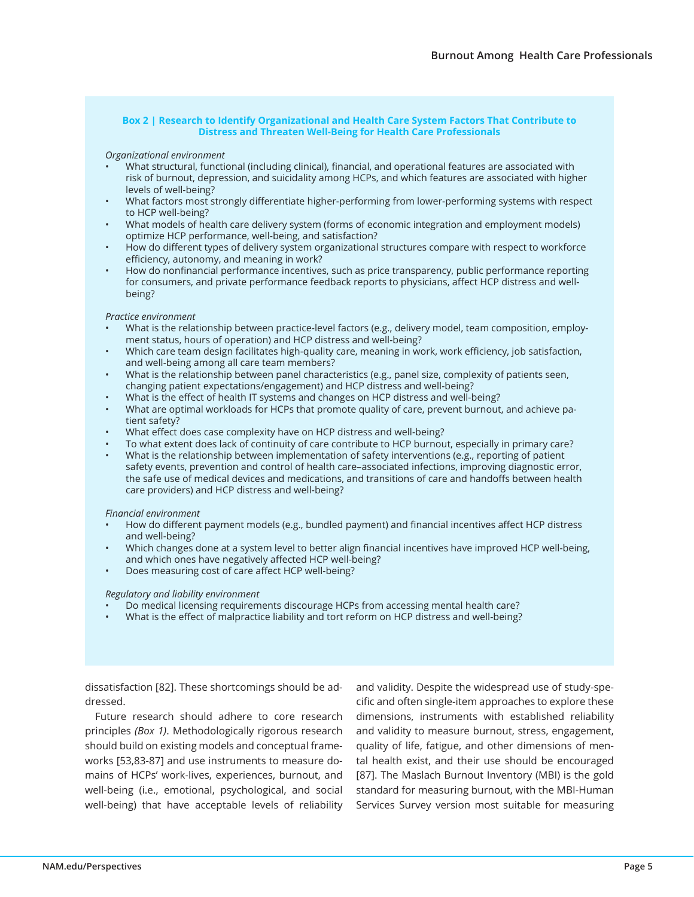**Box 2 | Research to Identify Organizational and Health Care System Factors That Contribute to Distress and Threaten Well-Being for Health Care Professionals**

*Organizational environment*

- What structural, functional (including clinical), financial, and operational features are associated with risk of burnout, depression, and suicidality among HCPs, and which features are associated with higher levels of well-being?
- What factors most strongly differentiate higher-performing from lower-performing systems with respect to HCP well-being?
- What models of health care delivery system (forms of economic integration and employment models) optimize HCP performance, well-being, and satisfaction?
- How do different types of delivery system organizational structures compare with respect to workforce efficiency, autonomy, and meaning in work?
- How do nonfinancial performance incentives, such as price transparency, public performance reporting for consumers, and private performance feedback reports to physicians, affect HCP distress and well-being?

*Practice environment*

- What is the relationship between practice-level factors (e.g., delivery model, team composition, employment status, hours of operation) and HCP distress and well-being?
- Which care team design facilitates high-quality care, meaning in work, work efficiency, job satisfaction, and well-being among all care team members?
- What is the relationship between panel characteristics (e.g., panel size, complexity of patients seen, changing patient expectations/engagement) and HCP distress and well-being?
- What is the effect of health IT systems and changes on HCP distress and well-being?
- What are optimal workloads for HCPs that promote quality of care, prevent burnout, and achieve patient safety?
- What effect does case complexity have on HCP distress and well-being?
- To what extent does lack of continuity of care contribute to HCP burnout, especially in primary care?
- What is the relationship between implementation of safety interventions (e.g., reporting of patient safety events, prevention and control of health care–associated infections, improving diagnostic error, the safe use of medical devices and medications, and transitions of care and handoffs between health care providers) and HCP distress and well-being?

*Financial environment*

- How do different payment models (e.g., bundled payment) and financial incentives affect HCP distress and well-being?
- Which changes done at a system level to better align financial incentives have improved HCP well-being, and which ones have negatively affected HCP well-being?
- Does measuring cost of care affect HCP well-being?

*Regulatory and liability environment*

- Do medical licensing requirements discourage HCPs from accessing mental health care?
- What is the effect of malpractice liability and tort reform on HCP distress and well-being?

dissatisfaction [82]. These shortcomings should be addressed.

Future research should adhere to core research principles *(Box 1)*. Methodologically rigorous research should build on existing models and conceptual frameworks [53,83-87] and use instruments to measure domains of HCPs' work-lives, experiences, burnout, and well-being (i.e., emotional, psychological, and social well-being) that have acceptable levels of reliability and validity. Despite the widespread use of study-specific and often single-item approaches to explore these dimensions, instruments with established reliability and validity to measure burnout, stress, engagement, quality of life, fatigue, and other dimensions of mental health exist, and their use should be encouraged [87]. The Maslach Burnout Inventory (MBI) is the gold standard for measuring burnout, with the MBI-Human Services Survey version most suitable for measuring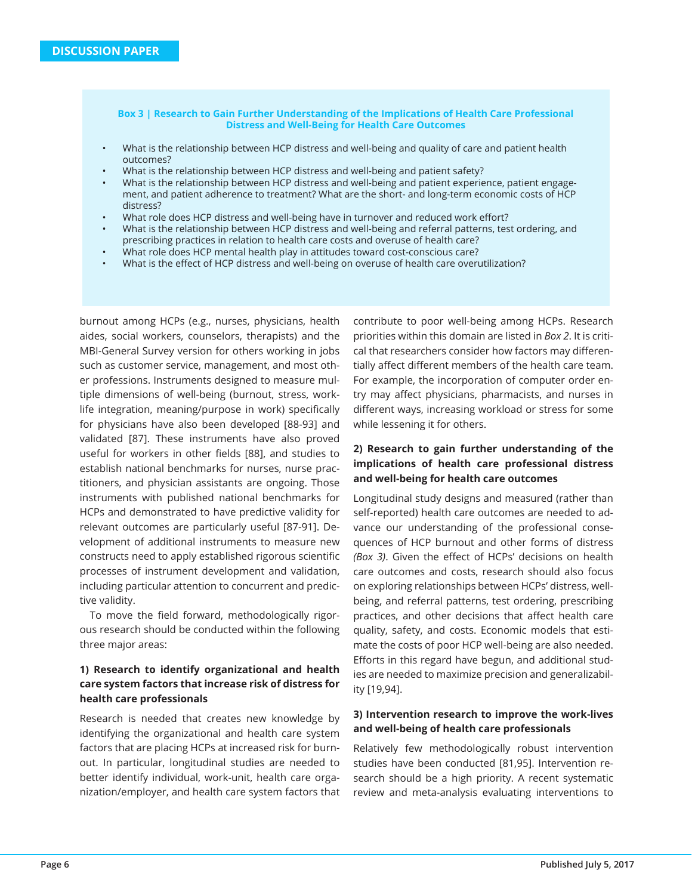**Box 3 | Research to Gain Further Understanding of the Implications of Health Care Professional Distress and Well-Being for Health Care Outcomes**

- What is the relationship between HCP distress and well-being and quality of care and patient health outcomes?
- What is the relationship between HCP distress and well-being and patient safety?
- What is the relationship between HCP distress and well-being and patient experience, patient engagement, and patient adherence to treatment? What are the short- and long-term economic costs of HCP distress?
- What role does HCP distress and well-being have in turnover and reduced work effort?
- What is the relationship between HCP distress and well-being and referral patterns, test ordering, and prescribing practices in relation to health care costs and overuse of health care?
- What role does HCP mental health play in attitudes toward cost-conscious care?
- What is the effect of HCP distress and well-being on overuse of health care overutilization?

burnout among HCPs (e.g., nurses, physicians, health aides, social workers, counselors, therapists) and the MBI-General Survey version for others working in jobs such as customer service, management, and most other professions. Instruments designed to measure multiple dimensions of well-being (burnout, stress, work-life integration, meaning/purpose in work) specifically for physicians have also been developed [88-93] and validated [87]. These instruments have also proved useful for workers in other fields [88], and studies to establish national benchmarks for nurses, nurse practitioners, and physician assistants are ongoing. Those instruments with published national benchmarks for HCPs and demonstrated to have predictive validity for relevant outcomes are particularly useful [87-91]. Development of additional instruments to measure new constructs need to apply established rigorous scientific processes of instrument development and validation, including particular attention to concurrent and predictive validity.

To move the field forward, methodologically rigorous research should be conducted within the following three major areas:

### 1) Research to identify organizational and health care system factors that increase risk of distress for health care professionals

Research is needed that creates new knowledge by identifying the organizational and health care system factors that are placing HCPs at increased risk for burnout. In particular, longitudinal studies are needed to better identify individual, work-unit, health care organization/employer, and health care system factors that contribute to poor well-being among HCPs. Research priorities within this domain are listed in *Box 2*. It is critical that researchers consider how factors may differentially affect different members of the health care team. For example, the incorporation of computer order entry may affect physicians, pharmacists, and nurses in different ways, increasing workload or stress for some while lessening it for others.

### 2) Research to gain further understanding of the implications of health care professional distress and well-being for health care outcomes

Longitudinal study designs and measured (rather than self-reported) health care outcomes are needed to advance our understanding of the professional consequences of HCP burnout and other forms of distress *(Box 3)*. Given the effect of HCPs' decisions on health care outcomes and costs, research should also focus on exploring relationships between HCPs' distress, well-being, and referral patterns, test ordering, prescribing practices, and other decisions that affect health care quality, safety, and costs. Economic models that estimate the costs of poor HCP well-being are also needed. Efforts in this regard have begun, and additional studies are needed to maximize precision and generalizability [19,94].

### 3) Intervention research to improve the work-lives and well-being of health care professionals

Relatively few methodologically robust intervention studies have been conducted [81,95]. Intervention research should be a high priority. A recent systematic review and meta-analysis evaluating interventions to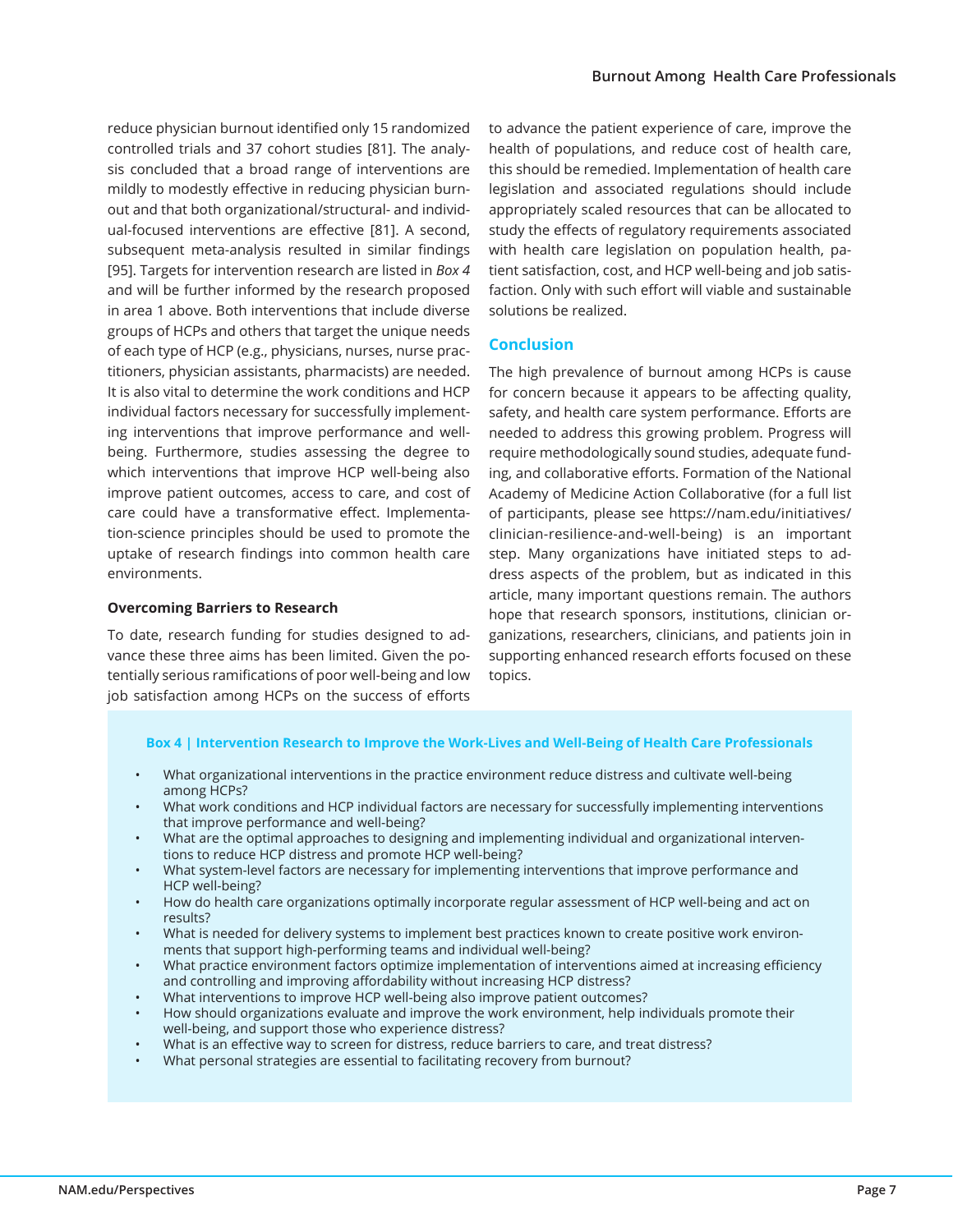reduce physician burnout identified only 15 randomized controlled trials and 37 cohort studies [81]. The analysis concluded that a broad range of interventions are mildly to modestly effective in reducing physician burnout and that both organizational/structural- and individual-focused interventions are effective [81]. A second, subsequent meta-analysis resulted in similar findings [95]. Targets for intervention research are listed in *Box 4* and will be further informed by the research proposed in area 1 above. Both interventions that include diverse groups of HCPs and others that target the unique needs of each type of HCP (e.g., physicians, nurses, nurse practitioners, physician assistants, pharmacists) are needed. It is also vital to determine the work conditions and HCP individual factors necessary for successfully implementing interventions that improve performance and well-being. Furthermore, studies assessing the degree to which interventions that improve HCP well-being also improve patient outcomes, access to care, and cost of care could have a transformative effect. Implementation-science principles should be used to promote the uptake of research findings into common health care environments.

### Overcoming Barriers to Research

To date, research funding for studies designed to advance these three aims has been limited. Given the potentially serious ramifications of poor well-being and low job satisfaction among HCPs on the success of efforts to advance the patient experience of care, improve the health of populations, and reduce cost of health care, this should be remedied. Implementation of health care legislation and associated regulations should include appropriately scaled resources that can be allocated to study the effects of regulatory requirements associated with health care legislation on population health, patient satisfaction, cost, and HCP well-being and job satisfaction. Only with such effort will viable and sustainable solutions be realized.

## Conclusion

The high prevalence of burnout among HCPs is cause for concern because it appears to be affecting quality, safety, and health care system performance. Efforts are needed to address this growing problem. Progress will require methodologically sound studies, adequate funding, and collaborative efforts. Formation of the National Academy of Medicine Action Collaborative (for a full list of participants, please see https://nam.edu/initiatives/clinician-resilience-and-well-being) is an important step. Many organizations have initiated steps to address aspects of the problem, but as indicated in this article, many important questions remain. The authors hope that research sponsors, institutions, clinician organizations, researchers, clinicians, and patients join in supporting enhanced research efforts focused on these topics.

**Box 4 | Intervention Research to Improve the Work-Lives and Well-Being of Health Care Professionals**

- What organizational interventions in the practice environment reduce distress and cultivate well-being among HCPs?
- What work conditions and HCP individual factors are necessary for successfully implementing interventions that improve performance and well-being?
- What are the optimal approaches to designing and implementing individual and organizational interventions to reduce HCP distress and promote HCP well-being?
- What system-level factors are necessary for implementing interventions that improve performance and HCP well-being?
- How do health care organizations optimally incorporate regular assessment of HCP well-being and act on results?
- What is needed for delivery systems to implement best practices known to create positive work environments that support high-performing teams and individual well-being?
- What practice environment factors optimize implementation of interventions aimed at increasing efficiency and controlling and improving affordability without increasing HCP distress?
- What interventions to improve HCP well-being also improve patient outcomes?
- How should organizations evaluate and improve the work environment, help individuals promote their well-being, and support those who experience distress?
- What is an effective way to screen for distress, reduce barriers to care, and treat distress?
- What personal strategies are essential to facilitating recovery from burnout?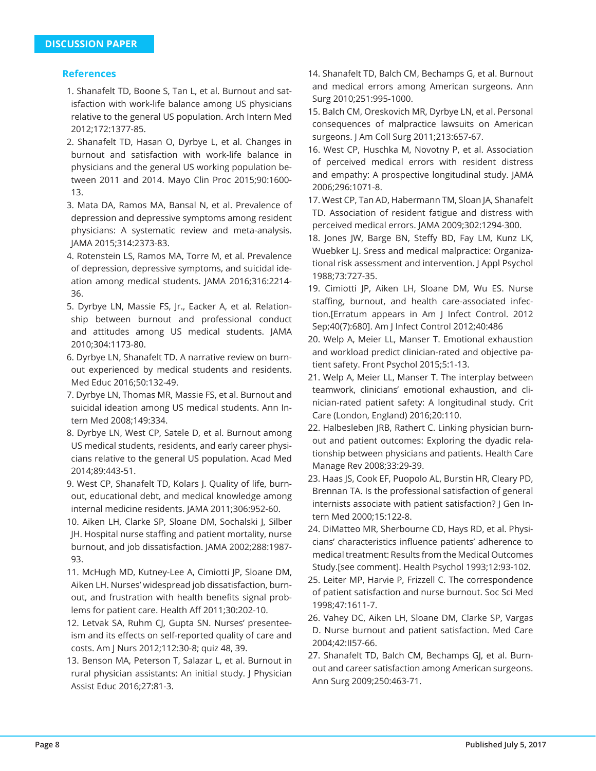## References

1. Shanafelt TD, Boone S, Tan L, et al. Burnout and satisfaction with work-life balance among US physicians relative to the general US population. Arch Intern Med 2012;172:1377-85.
2. Shanafelt TD, Hasan O, Dyrbye L, et al. Changes in burnout and satisfaction with work-life balance in physicians and the general US working population between 2011 and 2014. Mayo Clin Proc 2015;90:1600-13.
3. Mata DA, Ramos MA, Bansal N, et al. Prevalence of depression and depressive symptoms among resident physicians: A systematic review and meta-analysis. JAMA 2015;314:2373-83.
4. Rotenstein LS, Ramos MA, Torre M, et al. Prevalence of depression, depressive symptoms, and suicidal ideation among medical students. JAMA 2016;316:2214-36.
5. Dyrbye LN, Massie FS, Jr., Eacker A, et al. Relationship between burnout and professional conduct and attitudes among US medical students. JAMA 2010;304:1173-80.
6. Dyrbye LN, Shanafelt TD. A narrative review on burnout experienced by medical students and residents. Med Educ 2016;50:132-49.
7. Dyrbye LN, Thomas MR, Massie FS, et al. Burnout and suicidal ideation among US medical students. Ann Intern Med 2008;149:334.
8. Dyrbye LN, West CP, Satele D, et al. Burnout among US medical students, residents, and early career physicians relative to the general US population. Acad Med 2014;89:443-51.
9. West CP, Shanafelt TD, Kolars J. Quality of life, burnout, educational debt, and medical knowledge among internal medicine residents. JAMA 2011;306:952-60.
10. Aiken LH, Clarke SP, Sloane DM, Sochalski J, Silber JH. Hospital nurse staffing and patient mortality, nurse burnout, and job dissatisfaction. JAMA 2002;288:1987-93.
11. McHugh MD, Kutney-Lee A, Cimiotti JP, Sloane DM, Aiken LH. Nurses' widespread job dissatisfaction, burnout, and frustration with health benefits signal problems for patient care. Health Aff 2011;30:202-10.
12. Letvak SA, Ruhm CJ, Gupta SN. Nurses' presenteeism and its effects on self-reported quality of care and costs. Am J Nurs 2012;112:30-8; quiz 48, 39.
13. Benson MA, Peterson T, Salazar L, et al. Burnout in rural physician assistants: An initial study. J Physician Assist Educ 2016;27:81-3.
14. Shanafelt TD, Balch CM, Bechamps G, et al. Burnout and medical errors among American surgeons. Ann Surg 2010;251:995-1000.
15. Balch CM, Oreskovich MR, Dyrbye LN, et al. Personal consequences of malpractice lawsuits on American surgeons. J Am Coll Surg 2011;213:657-67.
16. West CP, Huschka M, Novotny P, et al. Association of perceived medical errors with resident distress and empathy: A prospective longitudinal study. JAMA 2006;296:1071-8.
17. West CP, Tan AD, Habermann TM, Sloan JA, Shanafelt TD. Association of resident fatigue and distress with perceived medical errors. JAMA 2009;302:1294-300.
18. Jones JW, Barge BN, Steffy BD, Fay LM, Kunz LK, Wuebker LJ. Sress and medical malpractice: Organizational risk assessment and intervention. J Appl Psychol 1988;73:727-35.
19. Cimiotti JP, Aiken LH, Sloane DM, Wu ES. Nurse staffing, burnout, and health care-associated infection.[Erratum appears in Am J Infect Control. 2012 Sep;40(7):680]. Am J Infect Control 2012;40:486
20. Welp A, Meier LL, Manser T. Emotional exhaustion and workload predict clinician-rated and objective patient safety. Front Psychol 2015;5:1-13.
21. Welp A, Meier LL, Manser T. The interplay between teamwork, clinicians' emotional exhaustion, and clinician-rated patient safety: A longitudinal study. Crit Care (London, England) 2016;20:110.
22. Halbesleben JRB, Rathert C. Linking physician burnout and patient outcomes: Exploring the dyadic relationship between physicians and patients. Health Care Manage Rev 2008;33:29-39.
23. Haas JS, Cook EF, Puopolo AL, Burstin HR, Cleary PD, Brennan TA. Is the professional satisfaction of general internists associate with patient satisfaction? J Gen Intern Med 2000;15:122-8.
24. DiMatteo MR, Sherbourne CD, Hays RD, et al. Physicians' characteristics influence patients' adherence to medical treatment: Results from the Medical Outcomes Study.[see comment]. Health Psychol 1993;12:93-102.
25. Leiter MP, Harvie P, Frizzell C. The correspondence of patient satisfaction and nurse burnout. Soc Sci Med 1998;47:1611-7.
26. Vahey DC, Aiken LH, Sloane DM, Clarke SP, Vargas D. Nurse burnout and patient satisfaction. Med Care 2004;42:II57-66.
27. Shanafelt TD, Balch CM, Bechamps GJ, et al. Burnout and career satisfaction among American surgeons. Ann Surg 2009;250:463-71.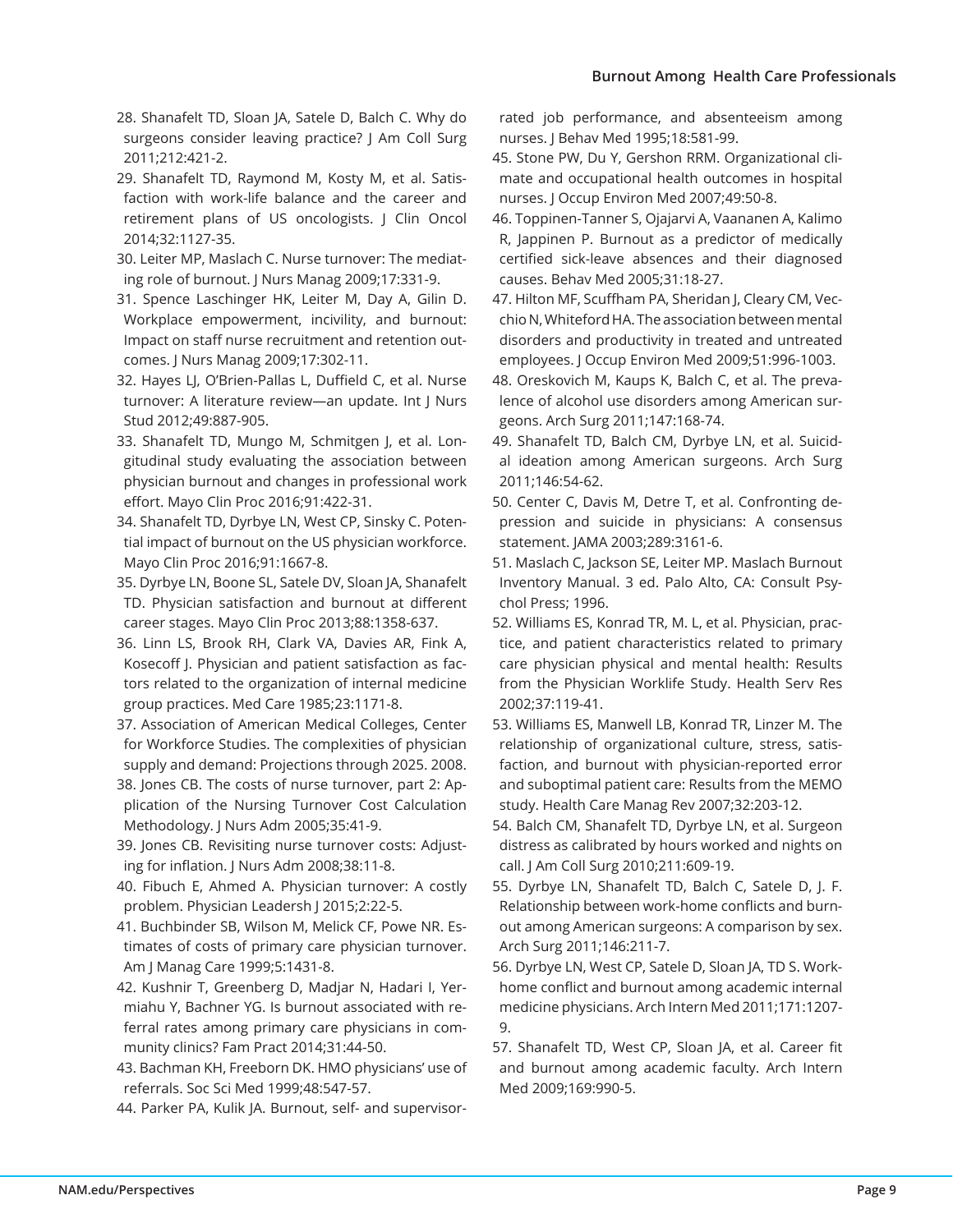28. Shanafelt TD, Sloan JA, Satele D, Balch C. Why do surgeons consider leaving practice? J Am Coll Surg 2011;212:421-2.
29. Shanafelt TD, Raymond M, Kosty M, et al. Satisfaction with work-life balance and the career and retirement plans of US oncologists. J Clin Oncol 2014;32:1127-35.
30. Leiter MP, Maslach C. Nurse turnover: The mediating role of burnout. J Nurs Manag 2009;17:331-9.
31. Spence Laschinger HK, Leiter M, Day A, Gilin D. Workplace empowerment, incivility, and burnout: Impact on staff nurse recruitment and retention outcomes. J Nurs Manag 2009;17:302-11.
32. Hayes LJ, O'Brien-Pallas L, Duffield C, et al. Nurse turnover: A literature review—an update. Int J Nurs Stud 2012;49:887-905.
33. Shanafelt TD, Mungo M, Schmitgen J, et al. Longitudinal study evaluating the association between physician burnout and changes in professional work effort. Mayo Clin Proc 2016;91:422-31.
34. Shanafelt TD, Dyrbye LN, West CP, Sinsky C. Potential impact of burnout on the US physician workforce. Mayo Clin Proc 2016;91:1667-8.
35. Dyrbye LN, Boone SL, Satele DV, Sloan JA, Shanafelt TD. Physician satisfaction and burnout at different career stages. Mayo Clin Proc 2013;88:1358-637.
36. Linn LS, Brook RH, Clark VA, Davies AR, Fink A, Kosecoff J. Physician and patient satisfaction as factors related to the organization of internal medicine group practices. Med Care 1985;23:1171-8.
37. Association of American Medical Colleges, Center for Workforce Studies. The complexities of physician supply and demand: Projections through 2025. 2008.
38. Jones CB. The costs of nurse turnover, part 2: Application of the Nursing Turnover Cost Calculation Methodology. J Nurs Adm 2005;35:41-9.
39. Jones CB. Revisiting nurse turnover costs: Adjusting for inflation. J Nurs Adm 2008;38:11-8.
40. Fibuch E, Ahmed A. Physician turnover: A costly problem. Physician Leadersh J 2015;2:22-5.
41. Buchbinder SB, Wilson M, Melick CF, Powe NR. Estimates of costs of primary care physician turnover. Am J Manag Care 1999;5:1431-8.
42. Kushnir T, Greenberg D, Madjar N, Hadari I, Yermiahu Y, Bachner YG. Is burnout associated with referral rates among primary care physicians in community clinics? Fam Pract 2014;31:44-50.
43. Bachman KH, Freeborn DK. HMO physicians' use of referrals. Soc Sci Med 1999;48:547-57.
44. Parker PA, Kulik JA. Burnout, self- and supervisor-rated job performance, and absenteeism among nurses. J Behav Med 1995;18:581-99.
45. Stone PW, Du Y, Gershon RRM. Organizational climate and occupational health outcomes in hospital nurses. J Occup Environ Med 2007;49:50-8.
46. Toppinen-Tanner S, Ojajarvi A, Vaananen A, Kalimo R, Jappinen P. Burnout as a predictor of medically certified sick-leave absences and their diagnosed causes. Behav Med 2005;31:18-27.
47. Hilton MF, Scuffham PA, Sheridan J, Cleary CM, Vecchio N, Whiteford HA. The association between mental disorders and productivity in treated and untreated employees. J Occup Environ Med 2009;51:996-1003.
48. Oreskovich M, Kaups K, Balch C, et al. The prevalence of alcohol use disorders among American surgeons. Arch Surg 2011;147:168-74.
49. Shanafelt TD, Balch CM, Dyrbye LN, et al. Suicidal ideation among American surgeons. Arch Surg 2011;146:54-62.
50. Center C, Davis M, Detre T, et al. Confronting depression and suicide in physicians: A consensus statement. JAMA 2003;289:3161-6.
51. Maslach C, Jackson SE, Leiter MP. Maslach Burnout Inventory Manual. 3 ed. Palo Alto, CA: Consult Psychol Press; 1996.
52. Williams ES, Konrad TR, M. L, et al. Physician, practice, and patient characteristics related to primary care physician physical and mental health: Results from the Physician Worklife Study. Health Serv Res 2002;37:119-41.
53. Williams ES, Manwell LB, Konrad TR, Linzer M. The relationship of organizational culture, stress, satisfaction, and burnout with physician-reported error and suboptimal patient care: Results from the MEMO study. Health Care Manag Rev 2007;32:203-12.
54. Balch CM, Shanafelt TD, Dyrbye LN, et al. Surgeon distress as calibrated by hours worked and nights on call. J Am Coll Surg 2010;211:609-19.
55. Dyrbye LN, Shanafelt TD, Balch C, Satele D, J. F. Relationship between work-home conflicts and burnout among American surgeons: A comparison by sex. Arch Surg 2011;146:211-7.
56. Dyrbye LN, West CP, Satele D, Sloan JA, TD S. Work-home conflict and burnout among academic internal medicine physicians. Arch Intern Med 2011;171:1207-9.
57. Shanafelt TD, West CP, Sloan JA, et al. Career fit and burnout among academic faculty. Arch Intern Med 2009;169:990-5.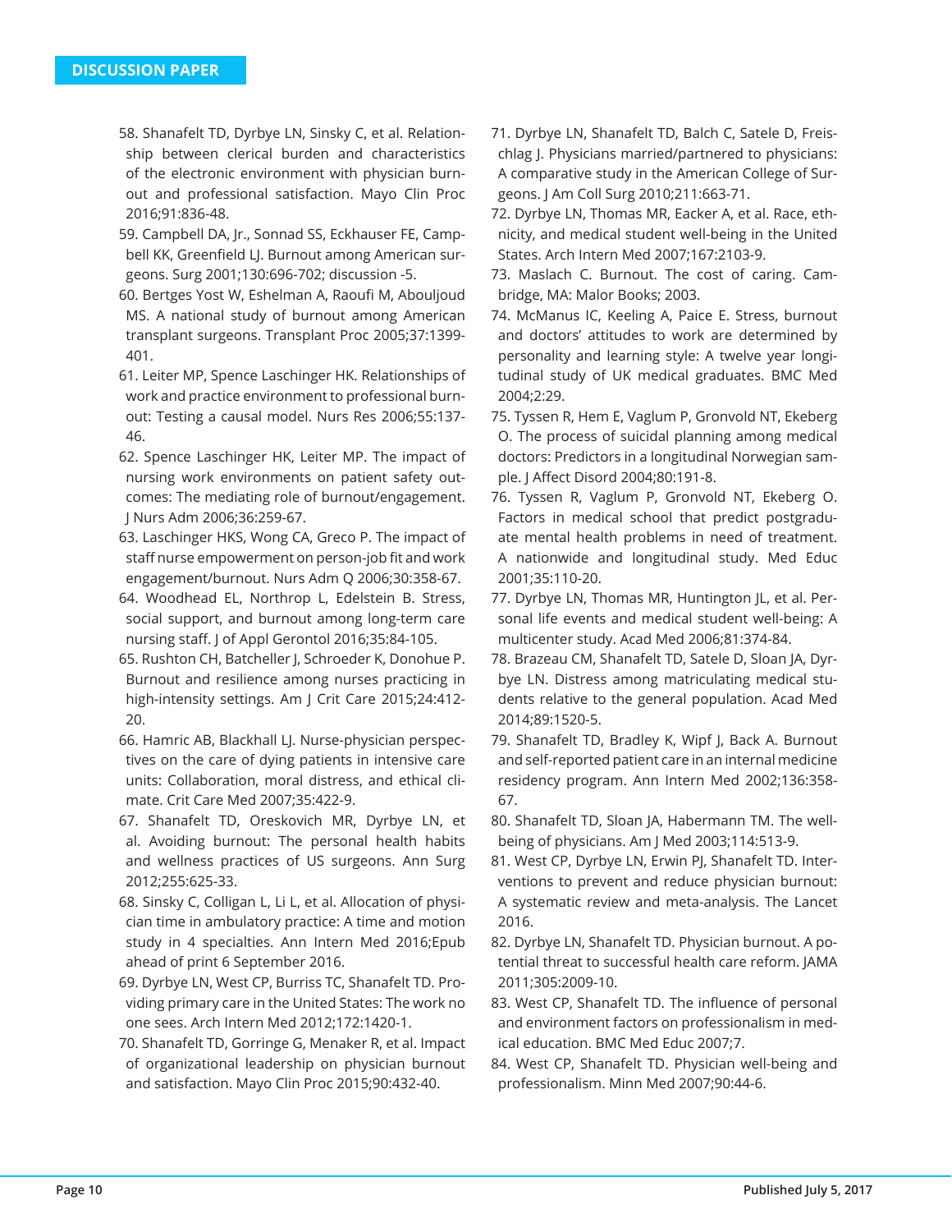58. Shanafelt TD, Dyrbye LN, Sinsky C, et al. Relationship between clerical burden and characteristics of the electronic environment with physician burnout and professional satisfaction. Mayo Clin Proc 2016;91:836-48.
59. Campbell DA, Jr., Sonnad SS, Eckhauser FE, Campbell KK, Greenfield LJ. Burnout among American surgeons. Surg 2001;130:696-702; discussion -5.
60. Bertges Yost W, Eshelman A, Raoufi M, Abouljoud MS. A national study of burnout among American transplant surgeons. Transplant Proc 2005;37:1399-401.
61. Leiter MP, Spence Laschinger HK. Relationships of work and practice environment to professional burnout: Testing a causal model. Nurs Res 2006;55:137-46.
62. Spence Laschinger HK, Leiter MP. The impact of nursing work environments on patient safety outcomes: The mediating role of burnout/engagement. J Nurs Adm 2006;36:259-67.
63. Laschinger HKS, Wong CA, Greco P. The impact of staff nurse empowerment on person-job fit and work engagement/burnout. Nurs Adm Q 2006;30:358-67.
64. Woodhead EL, Northrop L, Edelstein B. Stress, social support, and burnout among long-term care nursing staff. J of Appl Gerontol 2016;35:84-105.
65. Rushton CH, Batcheller J, Schroeder K, Donohue P. Burnout and resilience among nurses practicing in high-intensity settings. Am J Crit Care 2015;24:412-20.
66. Hamric AB, Blackhall LJ. Nurse-physician perspectives on the care of dying patients in intensive care units: Collaboration, moral distress, and ethical climate. Crit Care Med 2007;35:422-9.
67. Shanafelt TD, Oreskovich MR, Dyrbye LN, et al. Avoiding burnout: The personal health habits and wellness practices of US surgeons. Ann Surg 2012;255:625-33.
68. Sinsky C, Colligan L, Li L, et al. Allocation of physician time in ambulatory practice: A time and motion study in 4 specialties. Ann Intern Med 2016;Epub ahead of print 6 September 2016.
69. Dyrbye LN, West CP, Burriss TC, Shanafelt TD. Providing primary care in the United States: The work no one sees. Arch Intern Med 2012;172:1420-1.
70. Shanafelt TD, Gorringe G, Menaker R, et al. Impact of organizational leadership on physician burnout and satisfaction. Mayo Clin Proc 2015;90:432-40.
71. Dyrbye LN, Shanafelt TD, Balch C, Satele D, Freischlag J. Physicians married/partnered to physicians: A comparative study in the American College of Surgeons. J Am Coll Surg 2010;211:663-71.
72. Dyrbye LN, Thomas MR, Eacker A, et al. Race, ethnicity, and medical student well-being in the United States. Arch Intern Med 2007;167:2103-9.
73. Maslach C. Burnout. The cost of caring. Cambridge, MA: Malor Books; 2003.
74. McManus IC, Keeling A, Paice E. Stress, burnout and doctors' attitudes to work are determined by personality and learning style: A twelve year longitudinal study of UK medical graduates. BMC Med 2004;2:29.
75. Tyssen R, Hem E, Vaglum P, Gronvold NT, Ekeberg O. The process of suicidal planning among medical doctors: Predictors in a longitudinal Norwegian sample. J Affect Disord 2004;80:191-8.
76. Tyssen R, Vaglum P, Gronvold NT, Ekeberg O. Factors in medical school that predict postgraduate mental health problems in need of treatment. A nationwide and longitudinal study. Med Educ 2001;35:110-20.
77. Dyrbye LN, Thomas MR, Huntington JL, et al. Personal life events and medical student well-being: A multicenter study. Acad Med 2006;81:374-84.
78. Brazeau CM, Shanafelt TD, Satele D, Sloan JA, Dyrbye LN. Distress among matriculating medical students relative to the general population. Acad Med 2014;89:1520-5.
79. Shanafelt TD, Bradley K, Wipf J, Back A. Burnout and self-reported patient care in an internal medicine residency program. Ann Intern Med 2002;136:358-67.
80. Shanafelt TD, Sloan JA, Habermann TM. The well-being of physicians. Am J Med 2003;114:513-9.
81. West CP, Dyrbye LN, Erwin PJ, Shanafelt TD. Interventions to prevent and reduce physician burnout: A systematic review and meta-analysis. The Lancet 2016.
82. Dyrbye LN, Shanafelt TD. Physician burnout. A potential threat to successful health care reform. JAMA 2011;305:2009-10.
83. West CP, Shanafelt TD. The influence of personal and environment factors on professionalism in medical education. BMC Med Educ 2007;7.
84. West CP, Shanafelt TD. Physician well-being and professionalism. Minn Med 2007;90:44-6.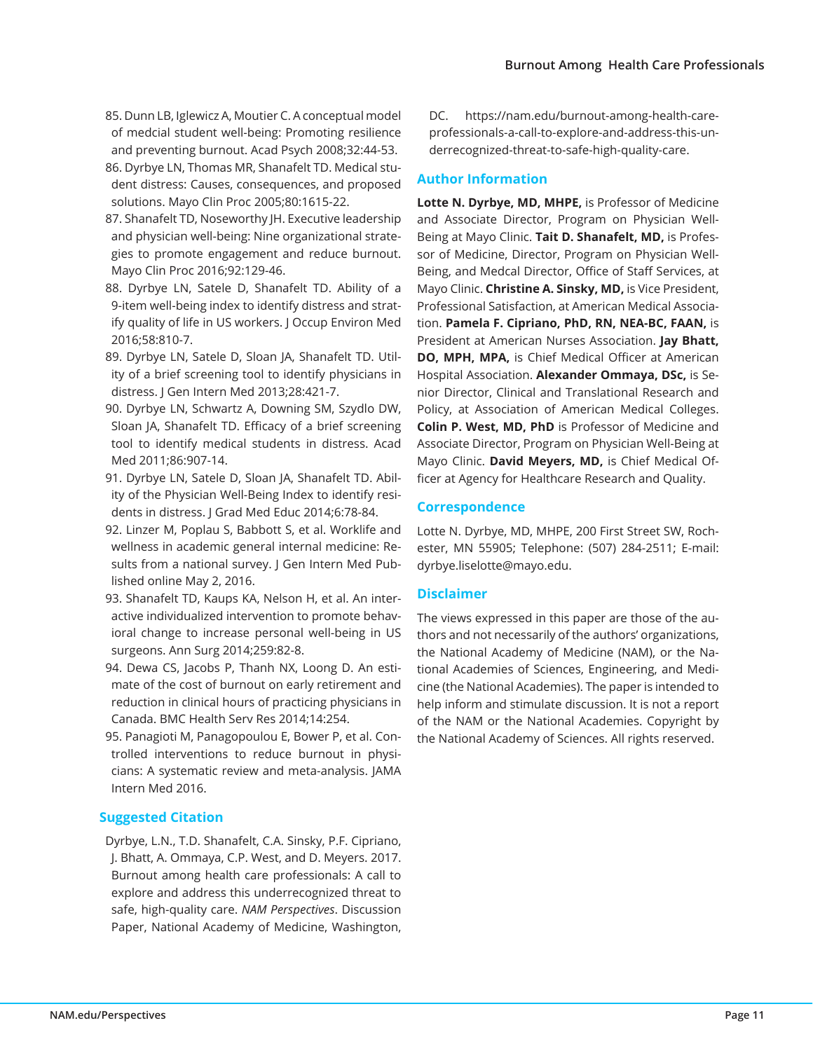85. Dunn LB, Iglewicz A, Moutier C. A conceptual model of medcial student well-being: Promoting resilience and preventing burnout. Acad Psych 2008;32:44-53.
86. Dyrbye LN, Thomas MR, Shanafelt TD. Medical student distress: Causes, consequences, and proposed solutions. Mayo Clin Proc 2005;80:1615-22.
87. Shanafelt TD, Noseworthy JH. Executive leadership and physician well-being: Nine organizational strategies to promote engagement and reduce burnout. Mayo Clin Proc 2016;92:129-46.
88. Dyrbye LN, Satele D, Shanafelt TD. Ability of a 9-item well-being index to identify distress and stratify quality of life in US workers. J Occup Environ Med 2016;58:810-7.
89. Dyrbye LN, Satele D, Sloan JA, Shanafelt TD. Utility of a brief screening tool to identify physicians in distress. J Gen Intern Med 2013;28:421-7.
90. Dyrbye LN, Schwartz A, Downing SM, Szydlo DW, Sloan JA, Shanafelt TD. Efficacy of a brief screening tool to identify medical students in distress. Acad Med 2011;86:907-14.
91. Dyrbye LN, Satele D, Sloan JA, Shanafelt TD. Ability of the Physician Well-Being Index to identify residents in distress. J Grad Med Educ 2014;6:78-84.
92. Linzer M, Poplau S, Babbott S, et al. Worklife and wellness in academic general internal medicine: Results from a national survey. J Gen Intern Med Published online May 2, 2016.
93. Shanafelt TD, Kaups KA, Nelson H, et al. An interactive individualized intervention to promote behavioral change to increase personal well-being in US surgeons. Ann Surg 2014;259:82-8.
94. Dewa CS, Jacobs P, Thanh NX, Loong D. An estimate of the cost of burnout on early retirement and reduction in clinical hours of practicing physicians in Canada. BMC Health Serv Res 2014;14:254.
95. Panagioti M, Panagopoulou E, Bower P, et al. Controlled interventions to reduce burnout in physicians: A systematic review and meta-analysis. JAMA Intern Med 2016.

## Suggested Citation

Dyrbye, L.N., T.D. Shanafelt, C.A. Sinsky, P.F. Cipriano, J. Bhatt, A. Ommaya, C.P. West, and D. Meyers. 2017. Burnout among health care professionals: A call to explore and address this underrecognized threat to safe, high-quality care. *NAM Perspectives*. Discussion Paper, National Academy of Medicine, Washington, DC. https://nam.edu/burnout-among-health-care-professionals-a-call-to-explore-and-address-this-underrecognized-threat-to-safe-high-quality-care.

## Author Information

**Lotte N. Dyrbye, MD, MHPE,** is Professor of Medicine and Associate Director, Program on Physician Well-Being at Mayo Clinic. **Tait D. Shanafelt, MD,** is Professor of Medicine, Director, Program on Physician Well-Being, and Medcal Director, Office of Staff Services, at Mayo Clinic. **Christine A. Sinsky, MD,** is Vice President, Professional Satisfaction, at American Medical Association. **Pamela F. Cipriano, PhD, RN, NEA-BC, FAAN,** is President at American Nurses Association. **Jay Bhatt, DO, MPH, MPA,** is Chief Medical Officer at American Hospital Association. **Alexander Ommaya, DSc,** is Senior Director, Clinical and Translational Research and Policy, at Association of American Medical Colleges. **Colin P. West, MD, PhD** is Professor of Medicine and Associate Director, Program on Physician Well-Being at Mayo Clinic. **David Meyers, MD,** is Chief Medical Officer at Agency for Healthcare Research and Quality.

## Correspondence

Lotte N. Dyrbye, MD, MHPE, 200 First Street SW, Rochester, MN 55905; Telephone: (507) 284-2511; E-mail: dyrbye.liselotte@mayo.edu.

## Disclaimer

The views expressed in this paper are those of the authors and not necessarily of the authors' organizations, the National Academy of Medicine (NAM), or the National Academies of Sciences, Engineering, and Medicine (the National Academies). The paper is intended to help inform and stimulate discussion. It is not a report of the NAM or the National Academies. Copyright by the National Academy of Sciences. All rights reserved.